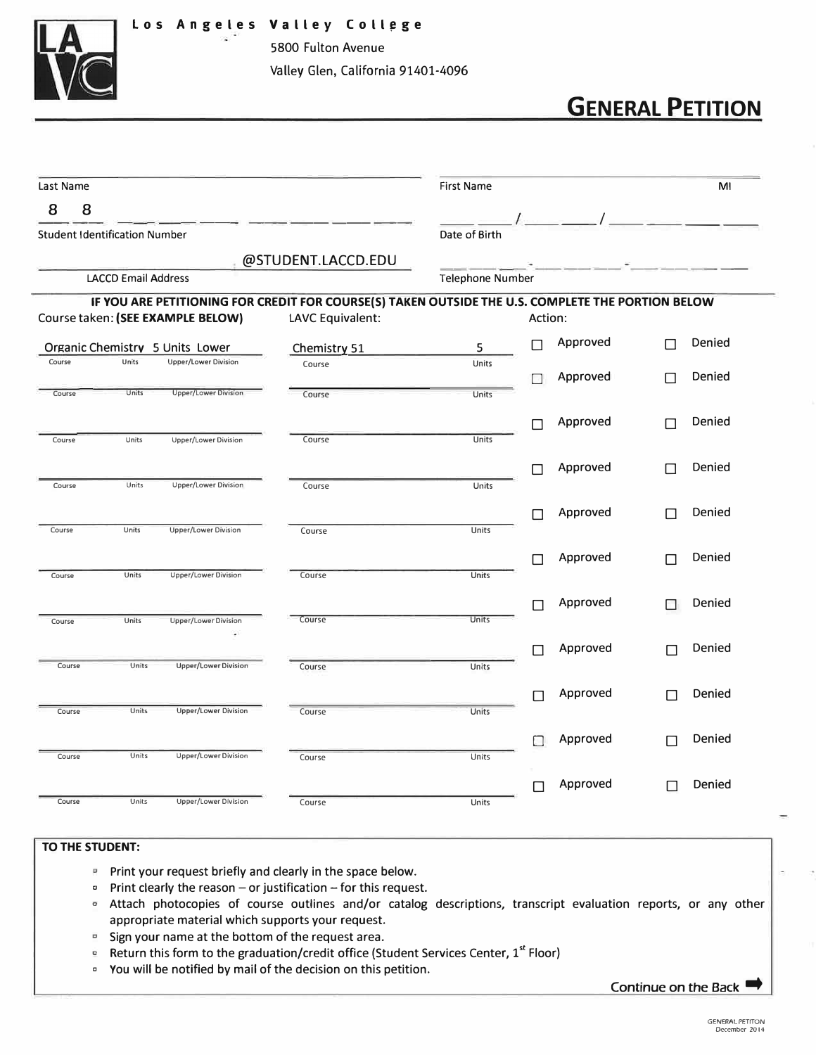Los Angeles Valley College

5800 Fulton Avenue

Valley Glen, California 91401-4096

# GENERAL PETITION

| | | |
|---|---|---|
| Last Name | First Name | MI |
| 8 8 ___ ___ ___ ___ ___ ___ ___ | ___ ___ / ___ ___ / ___ ___ ___ ___ | |
| Student Identification Number | Date of Birth | |
| ____________ @STUDENT.LACCD.EDU | ___ ___ ___ - ___ ___ ___ - ___ ___ ___ ___ | |
| LACCD Email Address | Telephone Number | |

**IF YOU ARE PETITIONING FOR CREDIT FOR COURSE(S) TAKEN OUTSIDE THE U.S. COMPLETE THE PORTION BELOW**

| Course taken: **(SEE EXAMPLE BELOW)** | LAVC Equivalent: | Action: |
|---|---|---|
| Organic Chemistry 5 Units Lower (Course / Units / Upper/Lower Division) | Chemistry 51 5 (Course / Units) | ☐ Approved ☐ Denied |
| ______ (Course / Units / Upper/Lower Division) | ______ (Course / Units) | ☐ Approved ☐ Denied |
| ______ (Course / Units / Upper/Lower Division) | ______ (Course / Units) | ☐ Approved ☐ Denied |
| ______ (Course / Units / Upper/Lower Division) | ______ (Course / Units) | ☐ Approved ☐ Denied |
| ______ (Course / Units / Upper/Lower Division) | ______ (Course / Units) | ☐ Approved ☐ Denied |
| ______ (Course / Units / Upper/Lower Division) | ______ (Course / Units) | ☐ Approved ☐ Denied |
| ______ (Course / Units / Upper/Lower Division) | ______ (Course / Units) | ☐ Approved ☐ Denied |
| ______ (Course / Units / Upper/Lower Division) | ______ (Course / Units) | ☐ Approved ☐ Denied |
| ______ (Course / Units / Upper/Lower Division) | ______ (Course / Units) | ☐ Approved ☐ Denied |
| ______ (Course / Units / Upper/Lower Division) | ______ (Course / Units) | ☐ Approved ☐ Denied |
| ______ (Course / Units / Upper/Lower Division) | ______ (Course / Units) | ☐ Approved ☐ Denied |

**TO THE STUDENT:**

- Print your request briefly and clearly in the space below.
- Print clearly the reason – or justification – for this request.
- Attach photocopies of course outlines and/or catalog descriptions, transcript evaluation reports, or any other appropriate material which supports your request.
- Sign your name at the bottom of the request area.
- Return this form to the graduation/credit office (Student Services Center, 1st Floor)
- You will be notified by mail of the decision on this petition.

Continue on the Back ➡

GENERAL PETITON
December 2014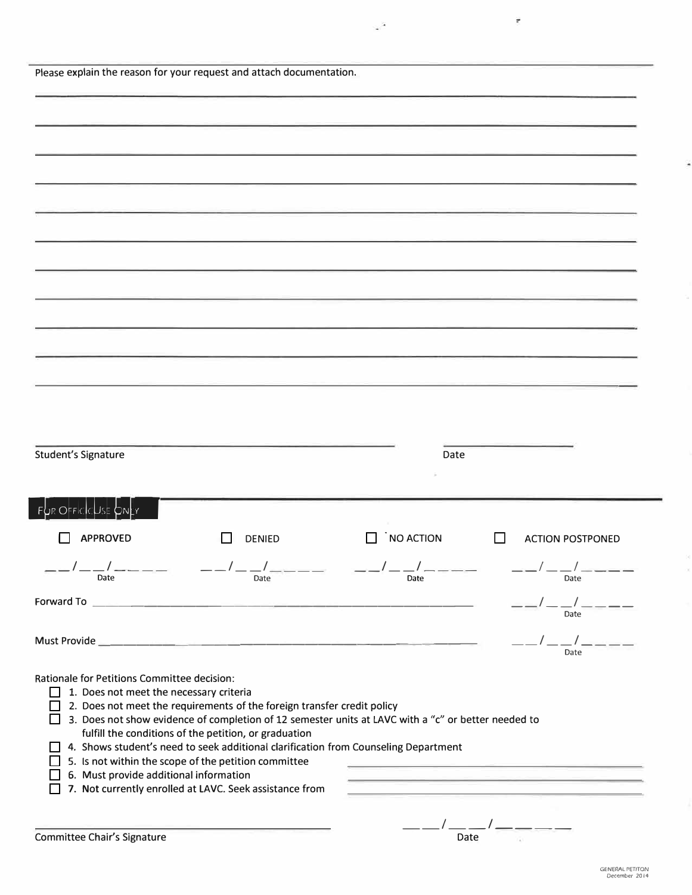Please explain the reason for your request and attach documentation.

\_\_\_\_\_\_\_\_\_\_\_\_\_\_\_\_\_\_\_\_\_\_\_\_\_\_\_\_\_\_\_\_\_\_\_\_\_\_\_\_\_\_\_\_\_\_\_\_\_\_\_\_\_\_\_\_\_\_\_\_

\_\_\_\_\_\_\_\_\_\_\_\_\_\_\_\_\_\_\_\_\_\_\_\_\_\_\_\_\_\_\_\_\_\_\_\_\_\_\_\_\_\_\_\_\_\_\_\_\_\_\_\_\_\_\_\_\_\_\_\_

\_\_\_\_\_\_\_\_\_\_\_\_\_\_\_\_\_\_\_\_\_\_\_\_\_\_\_\_\_\_\_\_\_\_\_\_\_\_\_\_\_\_\_\_\_\_\_\_\_\_\_\_\_\_\_\_\_\_\_\_

\_\_\_\_\_\_\_\_\_\_\_\_\_\_\_\_\_\_\_\_\_\_\_\_\_\_\_\_\_\_\_\_\_\_\_\_\_\_\_\_\_\_\_\_\_\_\_\_\_\_\_\_\_\_\_\_\_\_\_\_

\_\_\_\_\_\_\_\_\_\_\_\_\_\_\_\_\_\_\_\_\_\_\_\_\_\_\_\_\_\_\_\_\_\_\_\_\_\_\_\_\_\_\_\_\_\_\_\_\_\_\_\_\_\_\_\_\_\_\_\_

\_\_\_\_\_\_\_\_\_\_\_\_\_\_\_\_\_\_\_\_\_\_\_\_\_\_\_\_\_\_\_\_\_\_\_\_\_\_\_\_\_\_\_\_\_\_\_\_\_\_\_\_\_\_\_\_\_\_\_\_

\_\_\_\_\_\_\_\_\_\_\_\_\_\_\_\_\_\_\_\_\_\_\_\_\_\_\_\_\_\_\_\_\_\_\_\_\_\_\_\_\_\_\_\_\_\_\_\_\_\_\_\_\_\_\_\_\_\_\_\_

\_\_\_\_\_\_\_\_\_\_\_\_\_\_\_\_\_\_\_\_\_\_\_\_\_\_\_\_\_\_\_\_\_\_\_\_\_\_\_\_\_\_\_\_\_\_\_\_\_\_\_\_\_\_\_\_\_\_\_\_

\_\_\_\_\_\_\_\_\_\_\_\_\_\_\_\_\_\_\_\_\_\_\_\_\_\_\_\_\_\_\_\_\_\_\_\_\_\_\_\_\_\_\_\_\_\_\_\_\_\_\_\_\_\_\_\_\_\_\_\_

\_\_\_\_\_\_\_\_\_\_\_\_\_\_\_\_\_\_\_\_\_\_\_\_\_\_\_\_\_\_\_\_\_\_\_\_\_\_\_\_\_\_\_\_\_\_\_\_\_\_\_\_\_\_\_\_\_\_\_\_

\_\_\_\_\_\_\_\_\_\_\_\_\_\_\_\_\_\_\_\_\_\_\_\_\_\_\_\_\_\_\_\_\_\_\_\_\_\_\_\_\_\_\_\_\_\_\_\_\_\_\_\_\_\_\_\_\_\_\_\_

\_\_\_\_\_\_\_\_\_\_\_\_\_\_\_\_\_\_\_\_\_\_\_\_\_\_\_\_\_\_\_\_\_\_\_\_ \_\_\_\_\_\_\_\_\_\_\_\_\_\_\_\_
Student's Signature Date

## FOR OFFICE USE ONLY

☐ APPROVED ☐ DENIED ☐ NO ACTION ☐ ACTION POSTPONED

\_\_/\_\_/\_\_\_\_ Date \_\_/\_\_/\_\_\_\_ Date \_\_/\_\_/\_\_\_\_ Date \_\_/\_\_/\_\_\_\_ Date

Forward To \_\_\_\_\_\_\_\_\_\_\_\_\_\_\_\_\_\_\_\_\_\_\_\_\_\_\_\_\_\_\_\_\_\_\_\_ \_\_/\_\_/\_\_\_\_ Date

Must Provide \_\_\_\_\_\_\_\_\_\_\_\_\_\_\_\_\_\_\_\_\_\_\_\_\_\_\_\_\_\_\_\_\_\_ \_\_/\_\_/\_\_\_\_ Date

Rationale for Petitions Committee decision:

- ☐ 1. Does not meet the necessary criteria
- ☐ 2. Does not meet the requirements of the foreign transfer credit policy
- ☐ 3. Does not show evidence of completion of 12 semester units at LAVC with a "c" or better needed to fulfill the conditions of the petition, or graduation
- ☐ 4. Shows student's need to seek additional clarification from Counseling Department
- ☐ 5. Is not within the scope of the petition committee \_\_\_\_\_\_\_\_\_\_\_\_\_\_\_\_\_\_\_\_
- ☐ 6. Must provide additional information \_\_\_\_\_\_\_\_\_\_\_\_\_\_\_\_\_\_\_\_
- ☐ 7. **Not** currently enrolled at LAVC. Seek assistance from \_\_\_\_\_\_\_\_\_\_\_\_\_\_\_\_\_\_\_\_

\_\_\_\_\_\_\_\_\_\_\_\_\_\_\_\_\_\_\_\_\_\_\_\_\_\_\_\_\_\_\_\_\_\_ \_\_/\_\_/\_\_\_\_
Committee Chair's Signature Date

GENERAL PETITON
December 2014